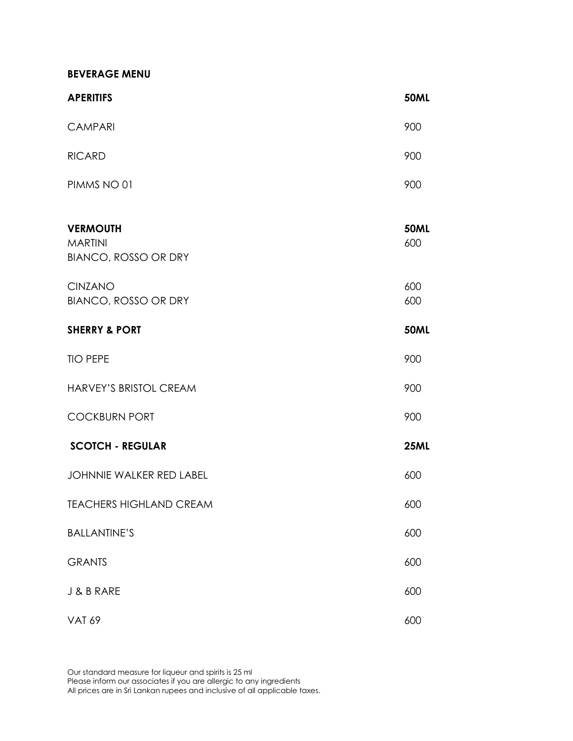# BEVERAGE MENU

| **APERITIFS** | **50ML** |
|---|---|
| CAMPARI | 900 |
| RICARD | 900 |
| PIMMS NO 01 | 900 |

| **VERMOUTH** | **50ML** |
|---|---|
| MARTINI | 600 |
| BIANCO, ROSSO OR DRY | |
| CINZANO | 600 |
| BIANCO, ROSSO OR DRY | 600 |

| **SHERRY & PORT** | **50ML** |
|---|---|
| TIO PEPE | 900 |
| HARVEY'S BRISTOL CREAM | 900 |
| COCKBURN PORT | 900 |

| **SCOTCH - REGULAR** | **25ML** |
|---|---|
| JOHNNIE WALKER RED LABEL | 600 |
| TEACHERS HIGHLAND CREAM | 600 |
| BALLANTINE'S | 600 |
| GRANTS | 600 |
| J & B RARE | 600 |
| VAT 69 | 600 |

Our standard measure for liqueur and spirits is 25 ml
Please inform our associates if you are allergic to any ingredients
All prices are in Sri Lankan rupees and inclusive of all applicable taxes.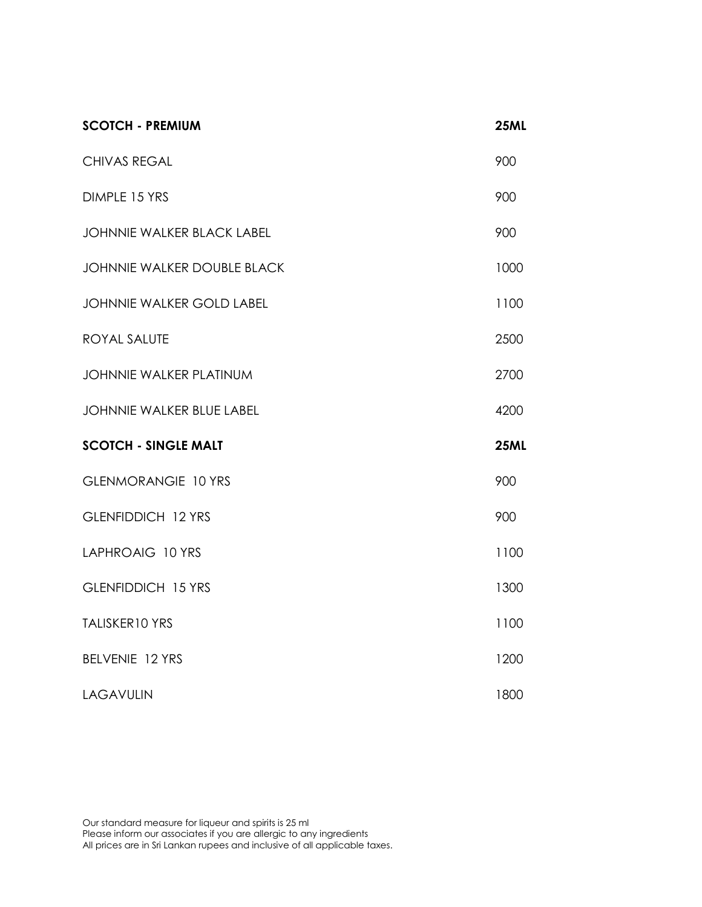| SCOTCH - PREMIUM | 25ML |
| --- | --- |
| CHIVAS REGAL | 900 |
| DIMPLE 15 YRS | 900 |
| JOHNNIE WALKER BLACK LABEL | 900 |
| JOHNNIE WALKER DOUBLE BLACK | 1000 |
| JOHNNIE WALKER GOLD LABEL | 1100 |
| ROYAL SALUTE | 2500 |
| JOHNNIE WALKER PLATINUM | 2700 |
| JOHNNIE WALKER BLUE LABEL | 4200 |

| SCOTCH - SINGLE MALT | 25ML |
| --- | --- |
| GLENMORANGIE 10 YRS | 900 |
| GLENFIDDICH 12 YRS | 900 |
| LAPHROAIG 10 YRS | 1100 |
| GLENFIDDICH 15 YRS | 1300 |
| TALISKER10 YRS | 1100 |
| BELVENIE 12 YRS | 1200 |
| LAGAVULIN | 1800 |

Our standard measure for liqueur and spirits is 25 ml
Please inform our associates if you are allergic to any ingredients
All prices are in Sri Lankan rupees and inclusive of all applicable taxes.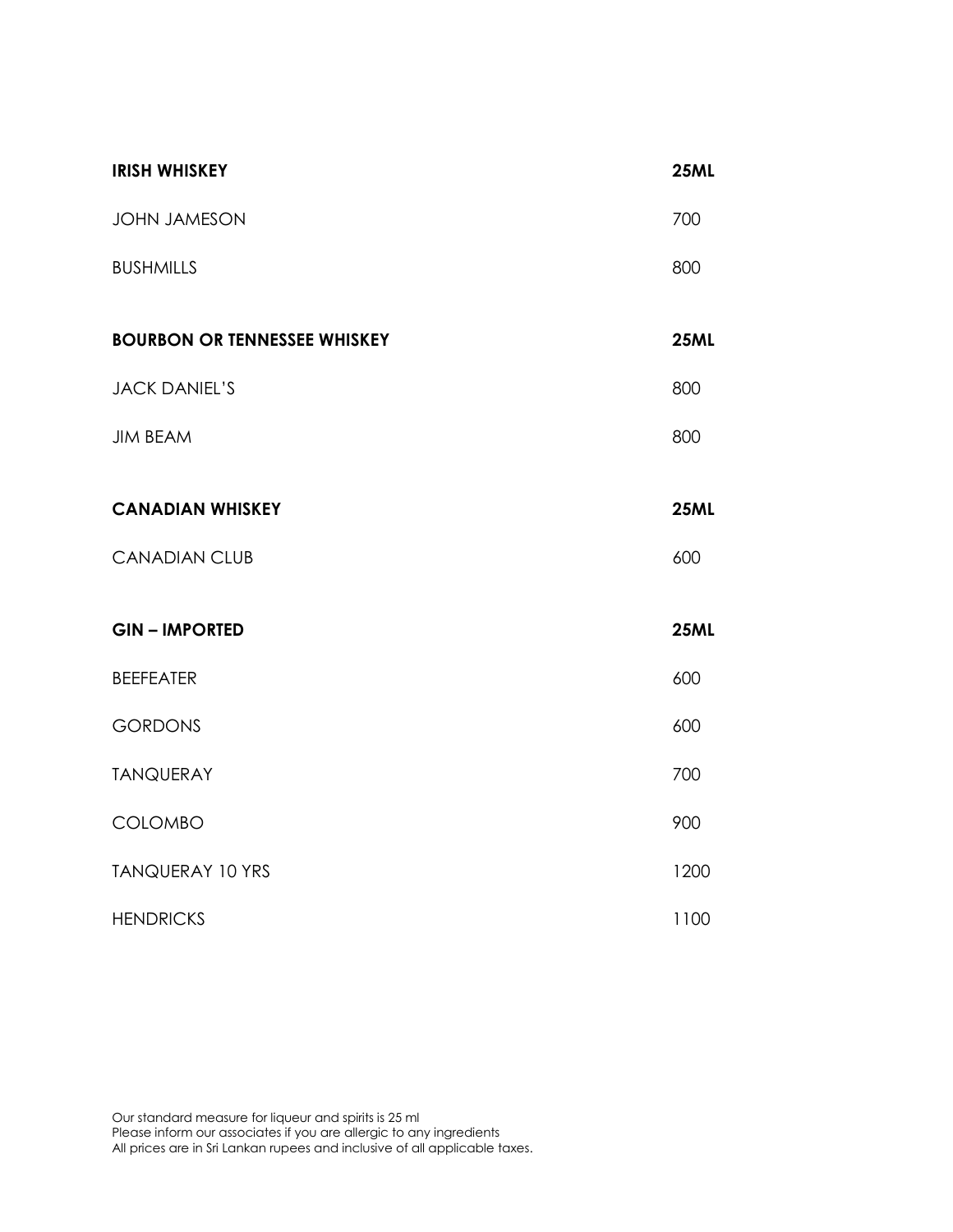| IRISH WHISKEY | 25ML |
| --- | --- |
| JOHN JAMESON | 700 |
| BUSHMILLS | 800 |

| BOURBON OR TENNESSEE WHISKEY | 25ML |
| --- | --- |
| JACK DANIEL'S | 800 |
| JIM BEAM | 800 |

| CANADIAN WHISKEY | 25ML |
| --- | --- |
| CANADIAN CLUB | 600 |

| GIN – IMPORTED | 25ML |
| --- | --- |
| BEEFEATER | 600 |
| GORDONS | 600 |
| TANQUERAY | 700 |
| COLOMBO | 900 |
| TANQUERAY 10 YRS | 1200 |
| HENDRICKS | 1100 |

Our standard measure for liqueur and spirits is 25 ml
Please inform our associates if you are allergic to any ingredients
All prices are in Sri Lankan rupees and inclusive of all applicable taxes.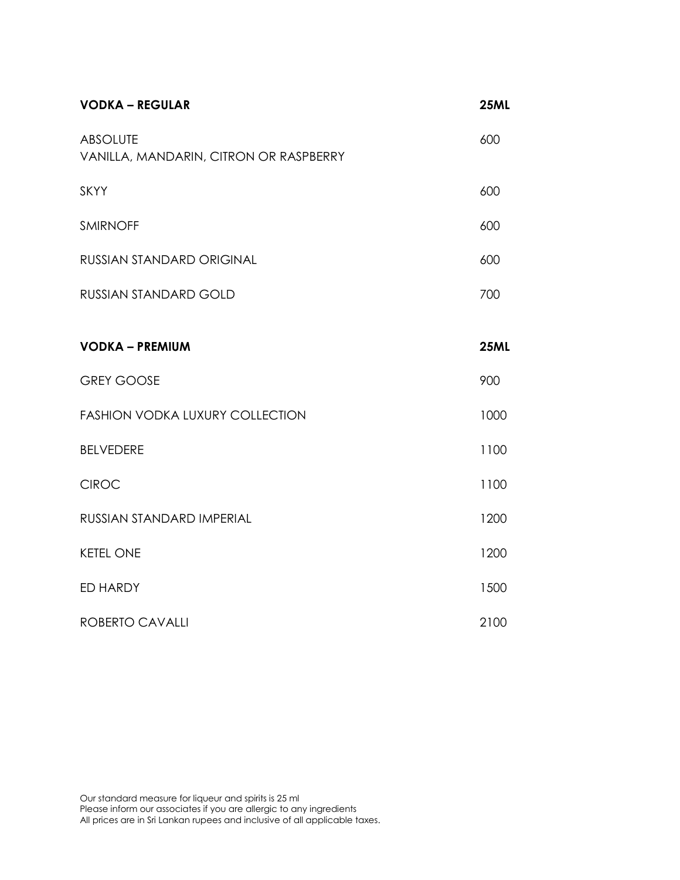| VODKA – REGULAR | 25ML |
| --- | --- |
| ABSOLUTE<br>VANILLA, MANDARIN, CITRON OR RASPBERRY | 600 |
| SKYY | 600 |
| SMIRNOFF | 600 |
| RUSSIAN STANDARD ORIGINAL | 600 |
| RUSSIAN STANDARD GOLD | 700 |

| VODKA – PREMIUM | 25ML |
| --- | --- |
| GREY GOOSE | 900 |
| FASHION VODKA LUXURY COLLECTION | 1000 |
| BELVEDERE | 1100 |
| CIROC | 1100 |
| RUSSIAN STANDARD IMPERIAL | 1200 |
| KETEL ONE | 1200 |
| ED HARDY | 1500 |
| ROBERTO CAVALLI | 2100 |

Our standard measure for liqueur and spirits is 25 ml
Please inform our associates if you are allergic to any ingredients
All prices are in Sri Lankan rupees and inclusive of all applicable taxes.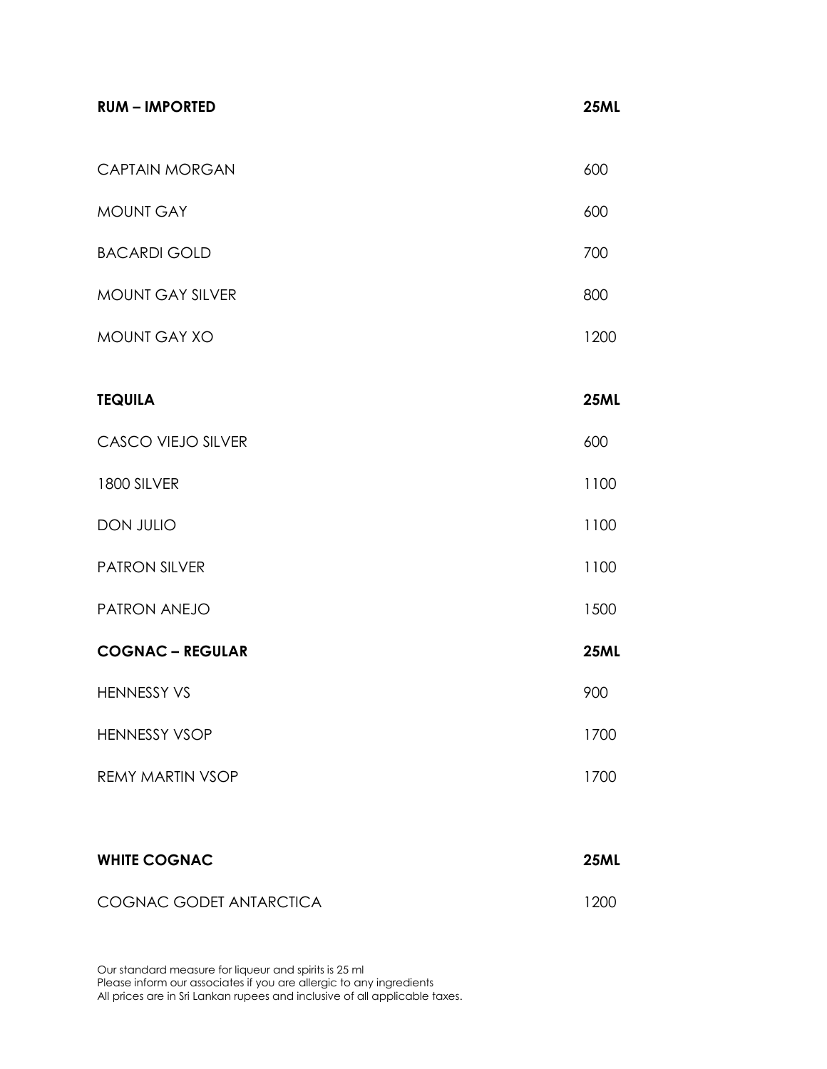| **RUM – IMPORTED** | **25ML** |
| --- | --- |
| CAPTAIN MORGAN | 600 |
| MOUNT GAY | 600 |
| BACARDI GOLD | 700 |
| MOUNT GAY SILVER | 800 |
| MOUNT GAY XO | 1200 |

| **TEQUILA** | **25ML** |
| --- | --- |
| CASCO VIEJO SILVER | 600 |
| 1800 SILVER | 1100 |
| DON JULIO | 1100 |
| PATRON SILVER | 1100 |
| PATRON ANEJO | 1500 |

| **COGNAC – REGULAR** | **25ML** |
| --- | --- |
| HENNESSY VS | 900 |
| HENNESSY VSOP | 1700 |
| REMY MARTIN VSOP | 1700 |

| **WHITE COGNAC** | **25ML** |
| --- | --- |
| COGNAC GODET ANTARCTICA | 1200 |

Our standard measure for liqueur and spirits is 25 ml
Please inform our associates if you are allergic to any ingredients
All prices are in Sri Lankan rupees and inclusive of all applicable taxes.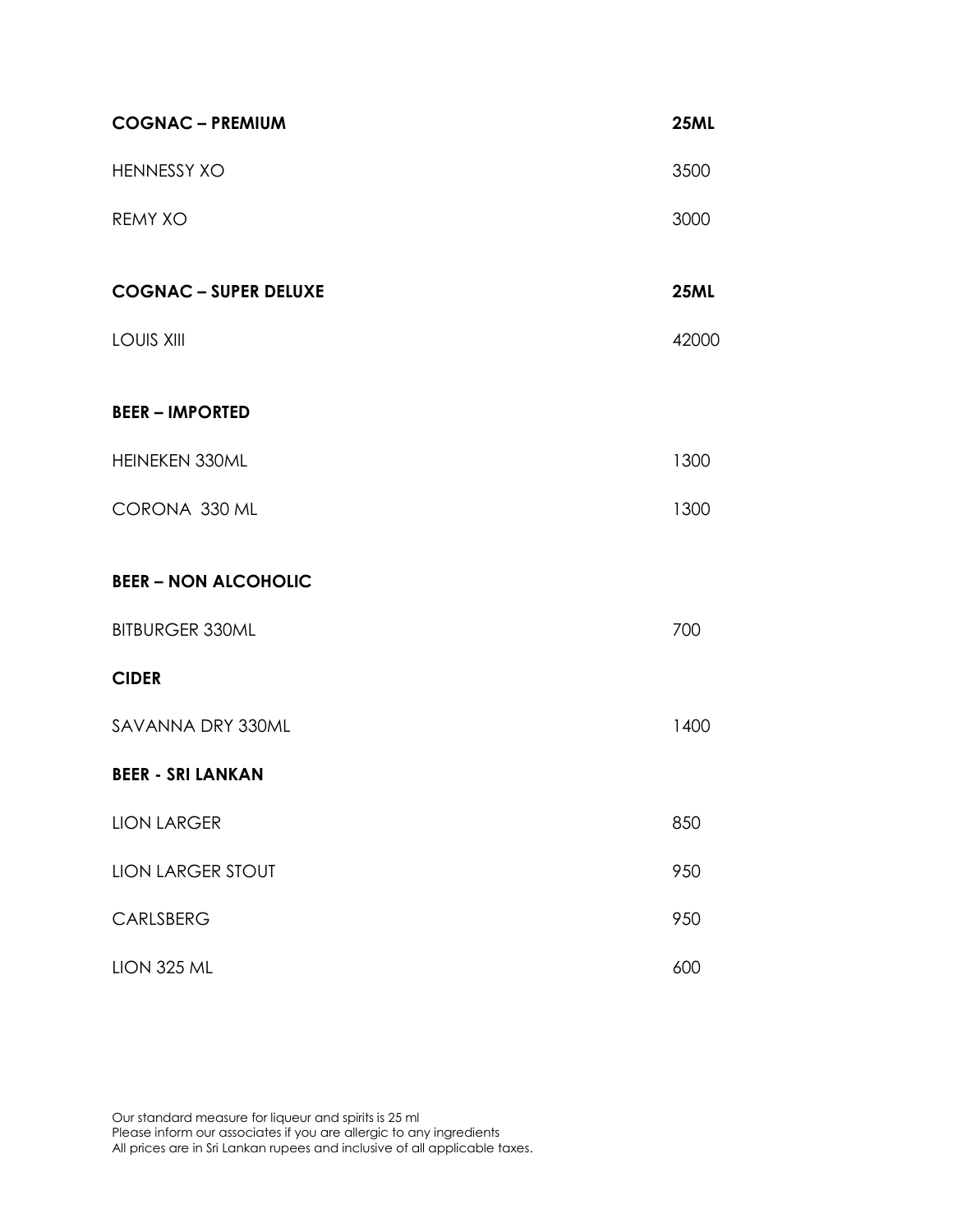| **COGNAC – PREMIUM** | **25ML** |
|---|---|
| HENNESSY XO | 3500 |
| REMY XO | 3000 |

| **COGNAC – SUPER DELUXE** | **25ML** |
|---|---|
| LOUIS XIII | 42000 |

| **BEER – IMPORTED** | |
|---|---|
| HEINEKEN 330ML | 1300 |
| CORONA 330 ML | 1300 |

| **BEER – NON ALCOHOLIC** | |
|---|---|
| BITBURGER 330ML | 700 |

| **CIDER** | |
|---|---|
| SAVANNA DRY 330ML | 1400 |

| **BEER - SRI LANKAN** | |
|---|---|
| LION LARGER | 850 |
| LION LARGER STOUT | 950 |
| CARLSBERG | 950 |
| LION 325 ML | 600 |

Our standard measure for liqueur and spirits is 25 ml
Please inform our associates if you are allergic to any ingredients
All prices are in Sri Lankan rupees and inclusive of all applicable taxes.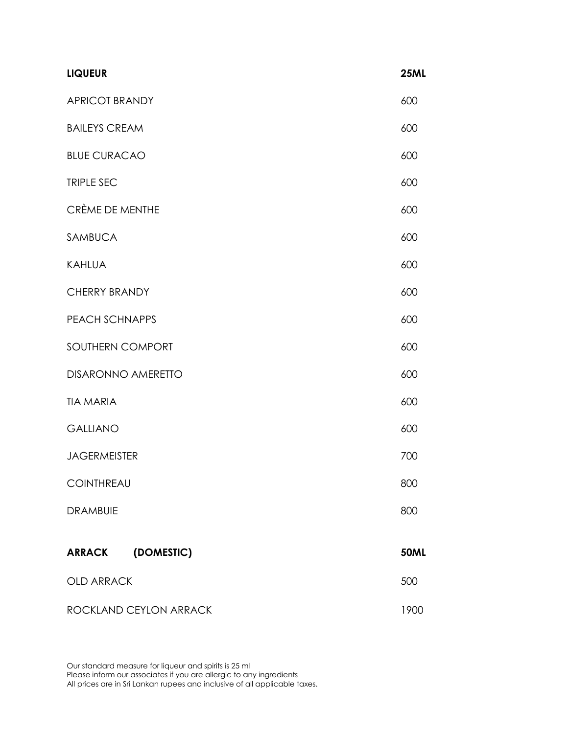| **LIQUEUR** | **25ML** |
| --- | --- |
| APRICOT BRANDY | 600 |
| BAILEYS CREAM | 600 |
| BLUE CURACAO | 600 |
| TRIPLE SEC | 600 |
| CRÈME DE MENTHE | 600 |
| SAMBUCA | 600 |
| KAHLUA | 600 |
| CHERRY BRANDY | 600 |
| PEACH SCHNAPPS | 600 |
| SOUTHERN COMPORT | 600 |
| DISARONNO AMERETTO | 600 |
| TIA MARIA | 600 |
| GALLIANO | 600 |
| JAGERMEISTER | 700 |
| COINTHREAU | 800 |
| DRAMBUIE | 800 |

| **ARRACK (DOMESTIC)** | **50ML** |
| --- | --- |
| OLD ARRACK | 500 |
| ROCKLAND CEYLON ARRACK | 1900 |

Our standard measure for liqueur and spirits is 25 ml
Please inform our associates if you are allergic to any ingredients
All prices are in Sri Lankan rupees and inclusive of all applicable taxes.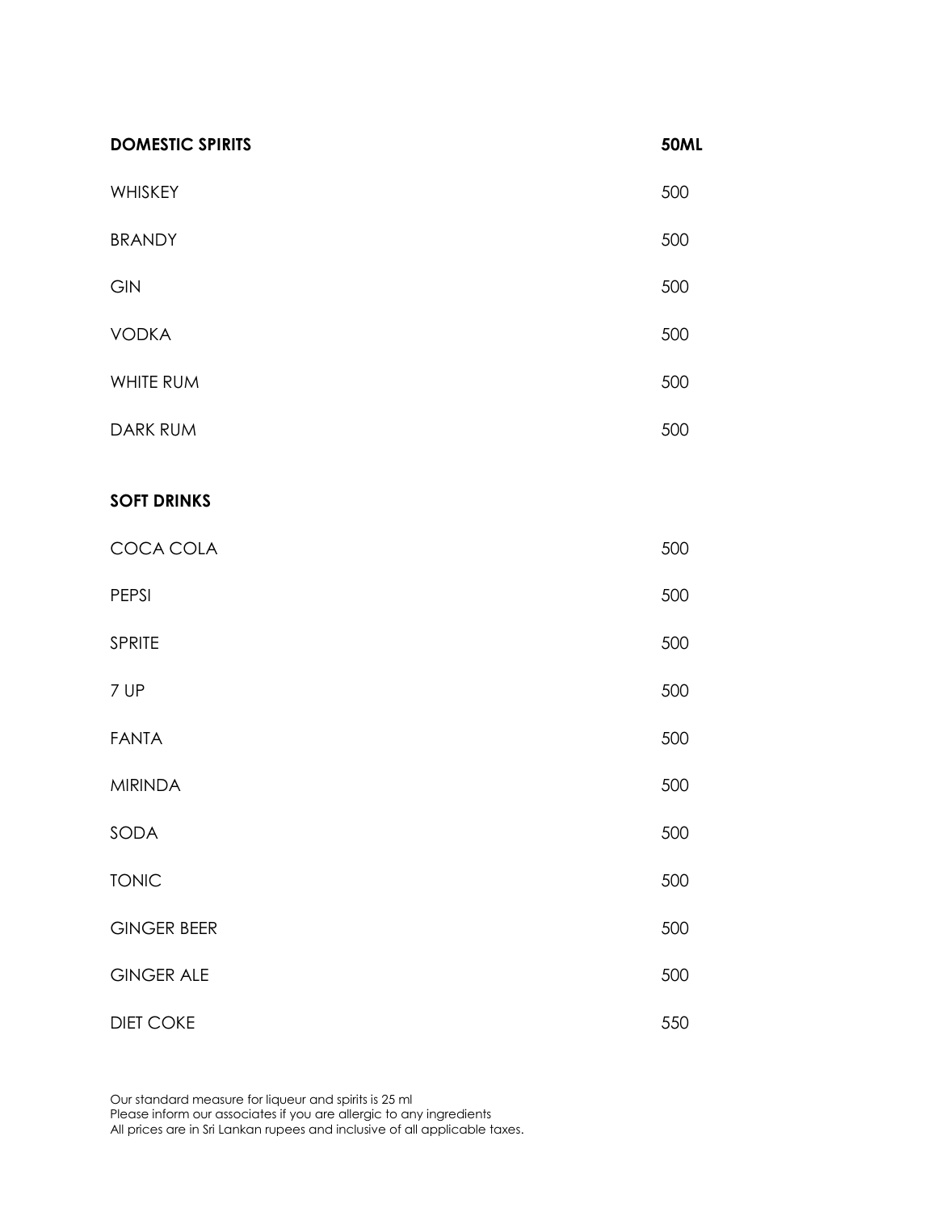| DOMESTIC SPIRITS | 50ML |
| --- | --- |
| WHISKEY | 500 |
| BRANDY | 500 |
| GIN | 500 |
| VODKA | 500 |
| WHITE RUM | 500 |
| DARK RUM | 500 |

| SOFT DRINKS | |
| --- | --- |
| COCA COLA | 500 |
| PEPSI | 500 |
| SPRITE | 500 |
| 7 UP | 500 |
| FANTA | 500 |
| MIRINDA | 500 |
| SODA | 500 |
| TONIC | 500 |
| GINGER BEER | 500 |
| GINGER ALE | 500 |
| DIET COKE | 550 |

Our standard measure for liqueur and spirits is 25 ml
Please inform our associates if you are allergic to any ingredients
All prices are in Sri Lankan rupees and inclusive of all applicable taxes.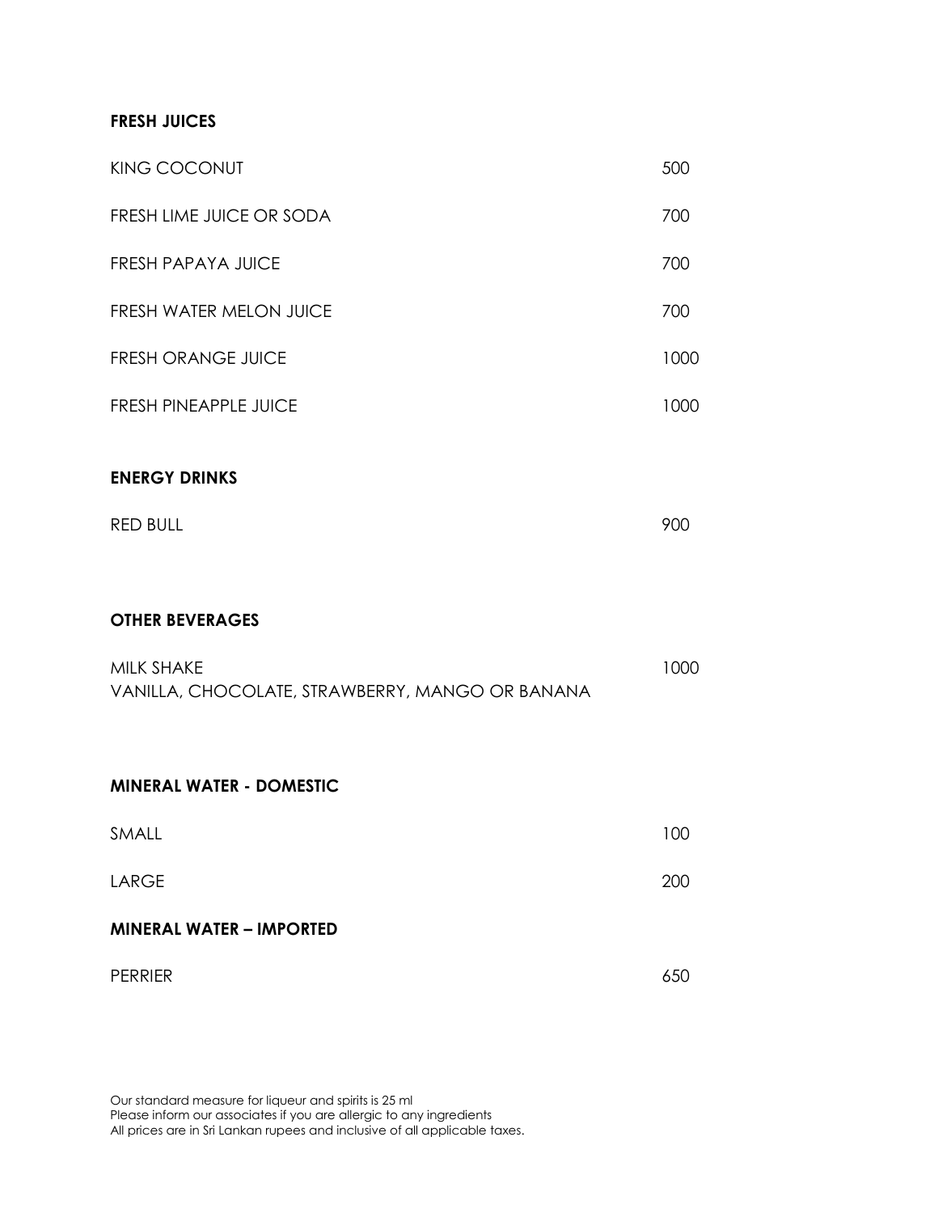**FRESH JUICES**

| | |
|---|---|
| KING COCONUT | 500 |
| FRESH LIME JUICE OR SODA | 700 |
| FRESH PAPAYA JUICE | 700 |
| FRESH WATER MELON JUICE | 700 |
| FRESH ORANGE JUICE | 1000 |
| FRESH PINEAPPLE JUICE | 1000 |

**ENERGY DRINKS**

| | |
|---|---|
| RED BULL | 900 |

**OTHER BEVERAGES**

| | |
|---|---|
| MILK SHAKE<br>VANILLA, CHOCOLATE, STRAWBERRY, MANGO OR BANANA | 1000 |

**MINERAL WATER - DOMESTIC**

| | |
|---|---|
| SMALL | 100 |
| LARGE | 200 |

**MINERAL WATER – IMPORTED**

| | |
|---|---|
| PERRIER | 650 |

Our standard measure for liqueur and spirits is 25 ml
Please inform our associates if you are allergic to any ingredients
All prices are in Sri Lankan rupees and inclusive of all applicable taxes.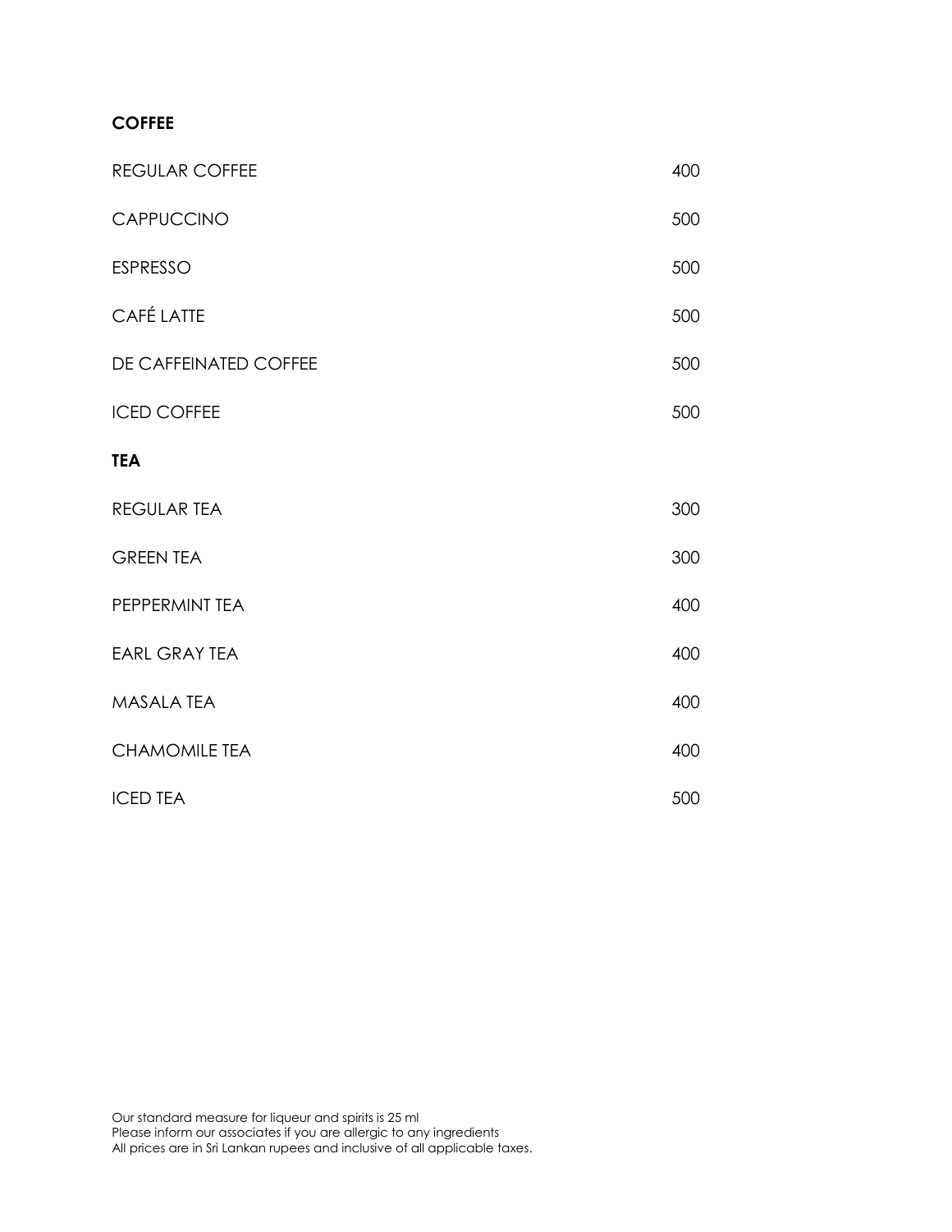## COFFEE

| | |
|---|---|
| REGULAR COFFEE | 400 |
| CAPPUCCINO | 500 |
| ESPRESSO | 500 |
| CAFÉ LATTE | 500 |
| DE CAFFEINATED COFFEE | 500 |
| ICED COFFEE | 500 |

## TEA

| | |
|---|---|
| REGULAR TEA | 300 |
| GREEN TEA | 300 |
| PEPPERMINT TEA | 400 |
| EARL GRAY TEA | 400 |
| MASALA TEA | 400 |
| CHAMOMILE TEA | 400 |
| ICED TEA | 500 |

Our standard measure for liqueur and spirits is 25 ml
Please inform our associates if you are allergic to any ingredients
All prices are in Sri Lankan rupees and inclusive of all applicable taxes.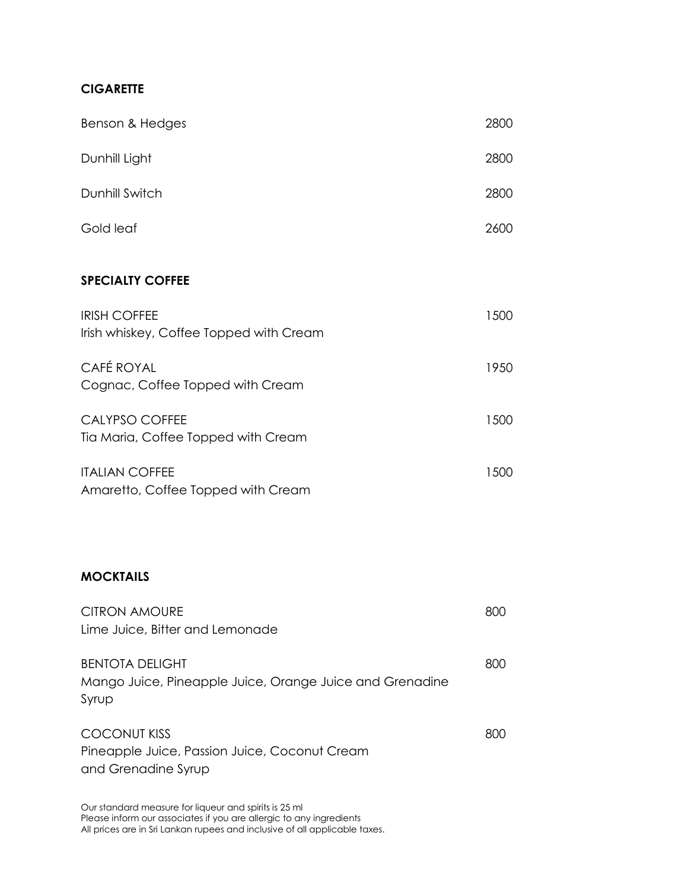## CIGARETTE

| | |
|---|---|
| Benson & Hedges | 2800 |
| Dunhill Light | 2800 |
| Dunhill Switch | 2800 |
| Gold leaf | 2600 |

## SPECIALTY COFFEE

IRISH COFFEE — 1500
Irish whiskey, Coffee Topped with Cream

CAFÉ ROYAL — 1950
Cognac, Coffee Topped with Cream

CALYPSO COFFEE — 1500
Tia Maria, Coffee Topped with Cream

ITALIAN COFFEE — 1500
Amaretto, Coffee Topped with Cream

## MOCKTAILS

CITRON AMOURE — 800
Lime Juice, Bitter and Lemonade

BENTOTA DELIGHT — 800
Mango Juice, Pineapple Juice, Orange Juice and Grenadine Syrup

COCONUT KISS — 800
Pineapple Juice, Passion Juice, Coconut Cream and Grenadine Syrup

Our standard measure for liqueur and spirits is 25 ml
Please inform our associates if you are allergic to any ingredients
All prices are in Sri Lankan rupees and inclusive of all applicable taxes.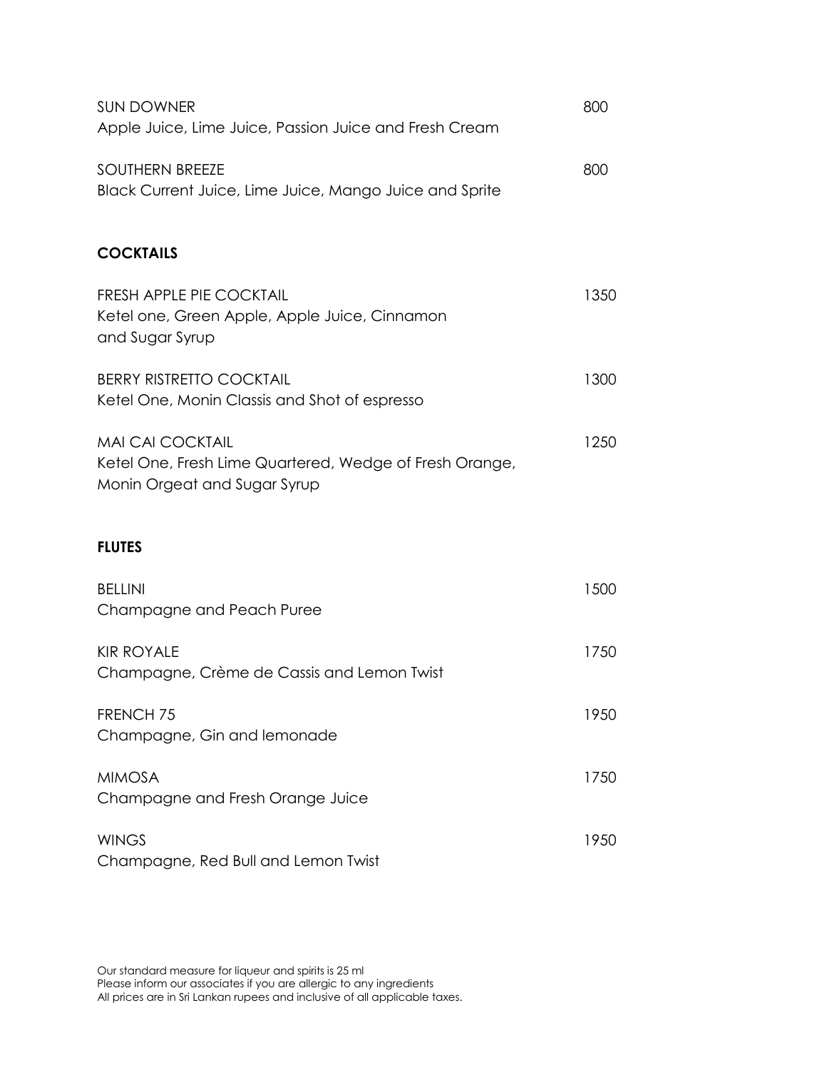SUN DOWNER 800
Apple Juice, Lime Juice, Passion Juice and Fresh Cream

SOUTHERN BREEZE 800
Black Current Juice, Lime Juice, Mango Juice and Sprite

**COCKTAILS**

FRESH APPLE PIE COCKTAIL 1350
Ketel one, Green Apple, Apple Juice, Cinnamon and Sugar Syrup

BERRY RISTRETTO COCKTAIL 1300
Ketel One, Monin Classis and Shot of espresso

MAI CAI COCKTAIL 1250
Ketel One, Fresh Lime Quartered, Wedge of Fresh Orange, Monin Orgeat and Sugar Syrup

**FLUTES**

BELLINI 1500
Champagne and Peach Puree

KIR ROYALE 1750
Champagne, Crème de Cassis and Lemon Twist

FRENCH 75 1950
Champagne, Gin and lemonade

MIMOSA 1750
Champagne and Fresh Orange Juice

WINGS 1950
Champagne, Red Bull and Lemon Twist

Our standard measure for liqueur and spirits is 25 ml
Please inform our associates if you are allergic to any ingredients
All prices are in Sri Lankan rupees and inclusive of all applicable taxes.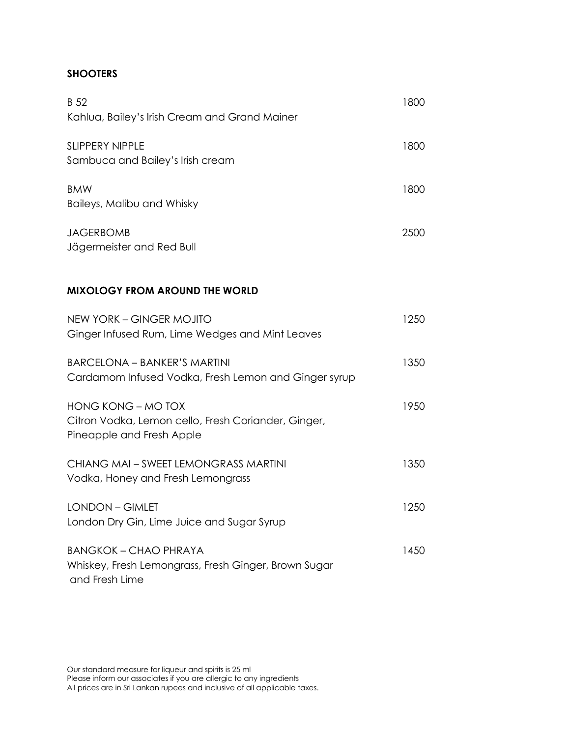## SHOOTERS

B 52 — 1800
Kahlua, Bailey's Irish Cream and Grand Mainer

SLIPPERY NIPPLE — 1800
Sambuca and Bailey's Irish cream

BMW — 1800
Baileys, Malibu and Whisky

JAGERBOMB — 2500
Jägermeister and Red Bull

## MIXOLOGY FROM AROUND THE WORLD

NEW YORK – GINGER MOJITO — 1250
Ginger Infused Rum, Lime Wedges and Mint Leaves

BARCELONA – BANKER'S MARTINI — 1350
Cardamom Infused Vodka, Fresh Lemon and Ginger syrup

HONG KONG – MO TOX — 1950
Citron Vodka, Lemon cello, Fresh Coriander, Ginger, Pineapple and Fresh Apple

CHIANG MAI – SWEET LEMONGRASS MARTINI — 1350
Vodka, Honey and Fresh Lemongrass

LONDON – GIMLET — 1250
London Dry Gin, Lime Juice and Sugar Syrup

BANGKOK – CHAO PHRAYA — 1450
Whiskey, Fresh Lemongrass, Fresh Ginger, Brown Sugar and Fresh Lime

Our standard measure for liqueur and spirits is 25 ml
Please inform our associates if you are allergic to any ingredients
All prices are in Sri Lankan rupees and inclusive of all applicable taxes.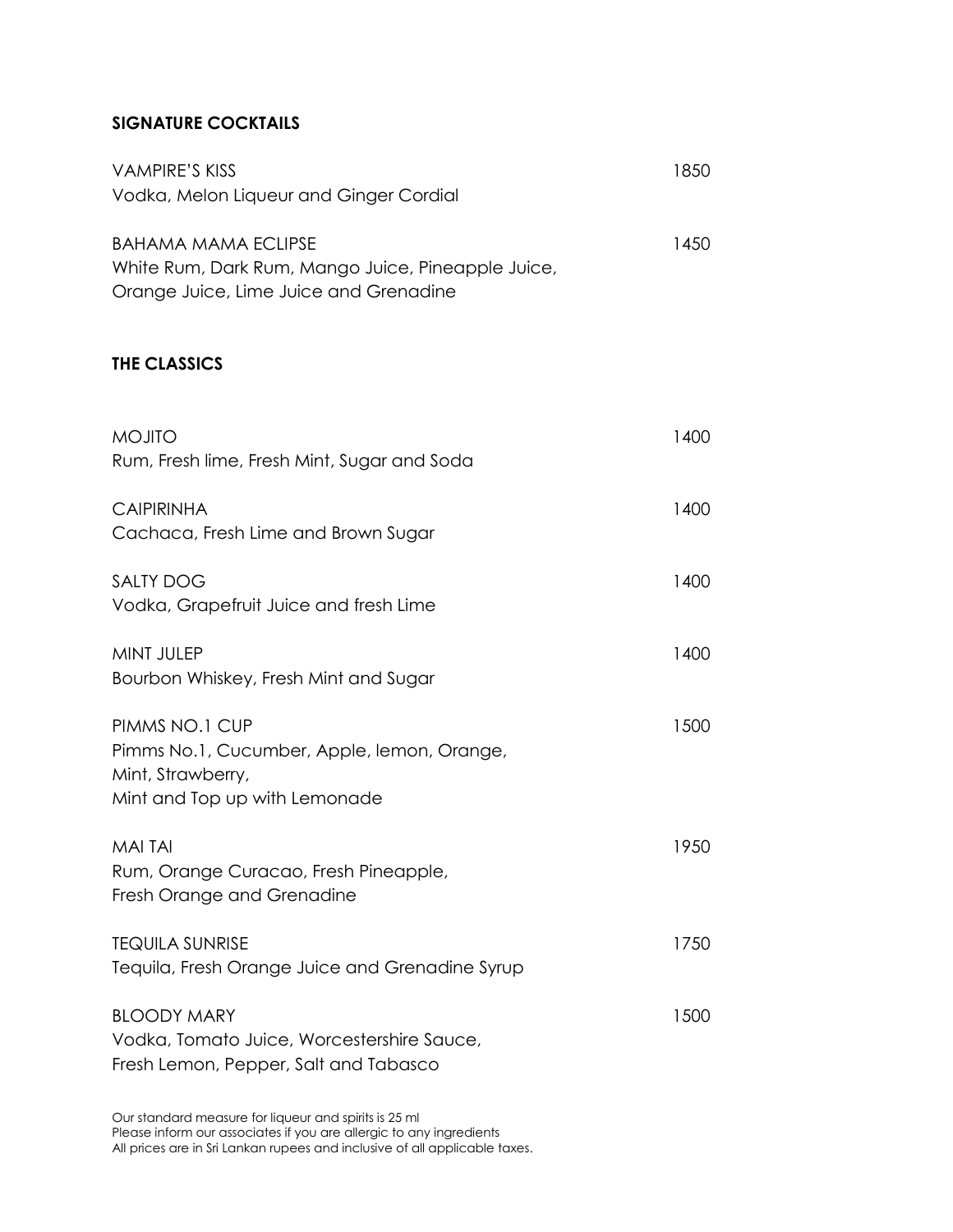## SIGNATURE COCKTAILS

VAMPIRE'S KISS 1850
Vodka, Melon Liqueur and Ginger Cordial

BAHAMA MAMA ECLIPSE 1450
White Rum, Dark Rum, Mango Juice, Pineapple Juice,
Orange Juice, Lime Juice and Grenadine

## THE CLASSICS

MOJITO 1400
Rum, Fresh lime, Fresh Mint, Sugar and Soda

CAIPIRINHA 1400
Cachaca, Fresh Lime and Brown Sugar

SALTY DOG 1400
Vodka, Grapefruit Juice and fresh Lime

MINT JULEP 1400
Bourbon Whiskey, Fresh Mint and Sugar

PIMMS NO.1 CUP 1500
Pimms No.1, Cucumber, Apple, lemon, Orange,
Mint, Strawberry,
Mint and Top up with Lemonade

MAI TAI 1950
Rum, Orange Curacao, Fresh Pineapple,
Fresh Orange and Grenadine

TEQUILA SUNRISE 1750
Tequila, Fresh Orange Juice and Grenadine Syrup

BLOODY MARY 1500
Vodka, Tomato Juice, Worcestershire Sauce,
Fresh Lemon, Pepper, Salt and Tabasco

Our standard measure for liqueur and spirits is 25 ml
Please inform our associates if you are allergic to any ingredients
All prices are in Sri Lankan rupees and inclusive of all applicable taxes.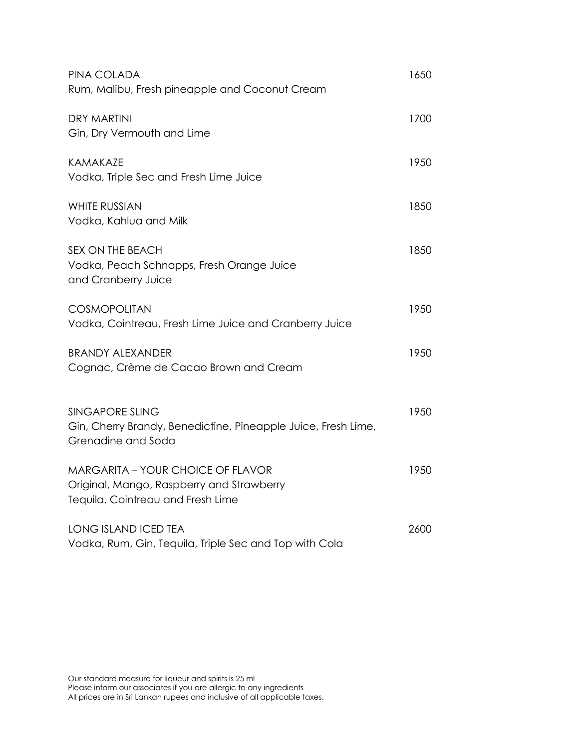PINA COLADA 1650
Rum, Malibu, Fresh pineapple and Coconut Cream

DRY MARTINI 1700
Gin, Dry Vermouth and Lime

KAMAKAZE 1950
Vodka, Triple Sec and Fresh Lime Juice

WHITE RUSSIAN 1850
Vodka, Kahlua and Milk

SEX ON THE BEACH 1850
Vodka, Peach Schnapps, Fresh Orange Juice
and Cranberry Juice

COSMOPOLITAN 1950
Vodka, Cointreau, Fresh Lime Juice and Cranberry Juice

BRANDY ALEXANDER 1950
Cognac, Crème de Cacao Brown and Cream

SINGAPORE SLING 1950
Gin, Cherry Brandy, Benedictine, Pineapple Juice, Fresh Lime,
Grenadine and Soda

MARGARITA – YOUR CHOICE OF FLAVOR 1950
Original, Mango, Raspberry and Strawberry
Tequila, Cointreau and Fresh Lime

LONG ISLAND ICED TEA 2600
Vodka, Rum, Gin, Tequila, Triple Sec and Top with Cola

Our standard measure for liqueur and spirits is 25 ml
Please inform our associates if you are allergic to any ingredients
All prices are in Sri Lankan rupees and inclusive of all applicable taxes.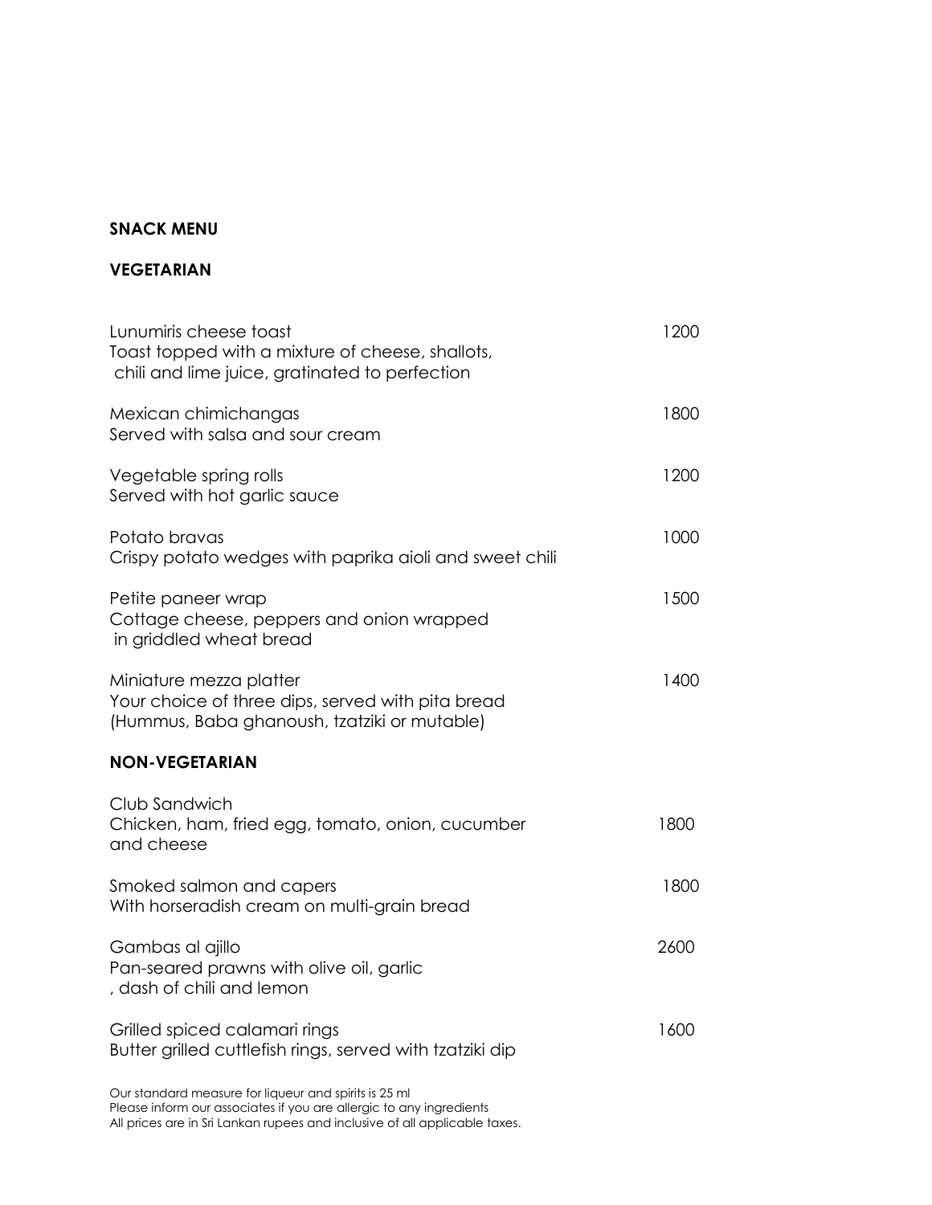**SNACK MENU**

**VEGETARIAN**

| Item | Price |
|---|---|
| Lunumiris cheese toast<br>Toast topped with a mixture of cheese, shallots, chili and lime juice, gratinated to perfection | 1200 |
| Mexican chimichangas<br>Served with salsa and sour cream | 1800 |
| Vegetable spring rolls<br>Served with hot garlic sauce | 1200 |
| Potato bravas<br>Crispy potato wedges with paprika aioli and sweet chili | 1000 |
| Petite paneer wrap<br>Cottage cheese, peppers and onion wrapped in griddled wheat bread | 1500 |
| Miniature mezza platter<br>Your choice of three dips, served with pita bread (Hummus, Baba ghanoush, tzatziki or mutable) | 1400 |

**NON-VEGETARIAN**

| Item | Price |
|---|---|
| Club Sandwich<br>Chicken, ham, fried egg, tomato, onion, cucumber and cheese | 1800 |
| Smoked salmon and capers<br>With horseradish cream on multi-grain bread | 1800 |
| Gambas al ajillo<br>Pan-seared prawns with olive oil, garlic , dash of chili and lemon | 2600 |
| Grilled spiced calamari rings<br>Butter grilled cuttlefish rings, served with tzatziki dip | 1600 |

Our standard measure for liqueur and spirits is 25 ml
Please inform our associates if you are allergic to any ingredients
All prices are in Sri Lankan rupees and inclusive of all applicable taxes.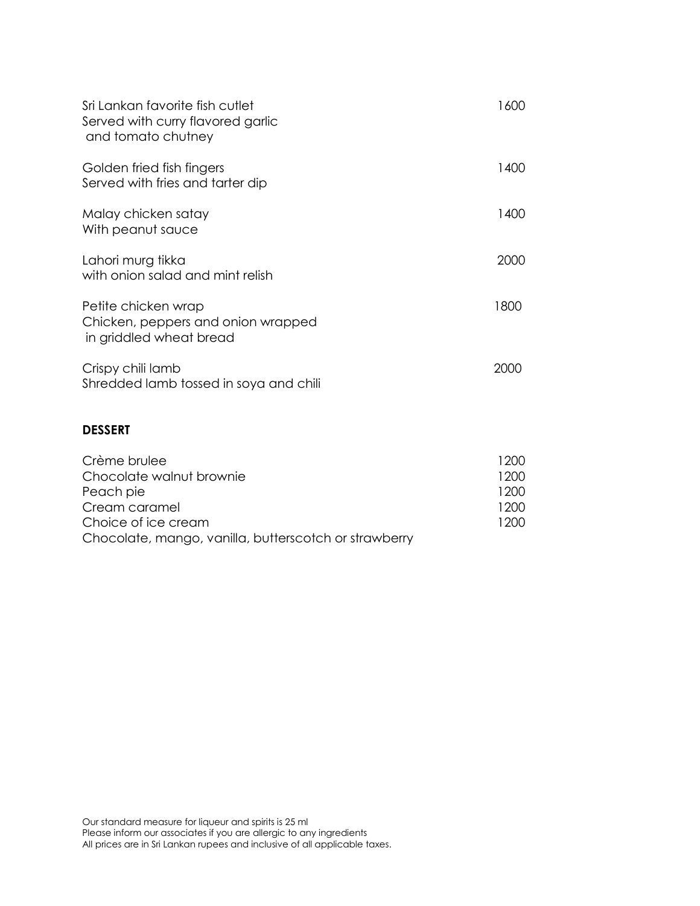| | |
|---|---|
| Sri Lankan favorite fish cutlet<br>Served with curry flavored garlic<br>and tomato chutney | 1600 |
| Golden fried fish fingers<br>Served with fries and tarter dip | 1400 |
| Malay chicken satay<br>With peanut sauce | 1400 |
| Lahori murg tikka<br>with onion salad and mint relish | 2000 |
| Petite chicken wrap<br>Chicken, peppers and onion wrapped<br>in griddled wheat bread | 1800 |
| Crispy chili lamb<br>Shredded lamb tossed in soya and chili | 2000 |

**DESSERT**

| | |
|---|---|
| Crème brulee | 1200 |
| Chocolate walnut brownie | 1200 |
| Peach pie | 1200 |
| Cream caramel | 1200 |
| Choice of ice cream<br>Chocolate, mango, vanilla, butterscotch or strawberry | 1200 |

Our standard measure for liqueur and spirits is 25 ml
Please inform our associates if you are allergic to any ingredients
All prices are in Sri Lankan rupees and inclusive of all applicable taxes.